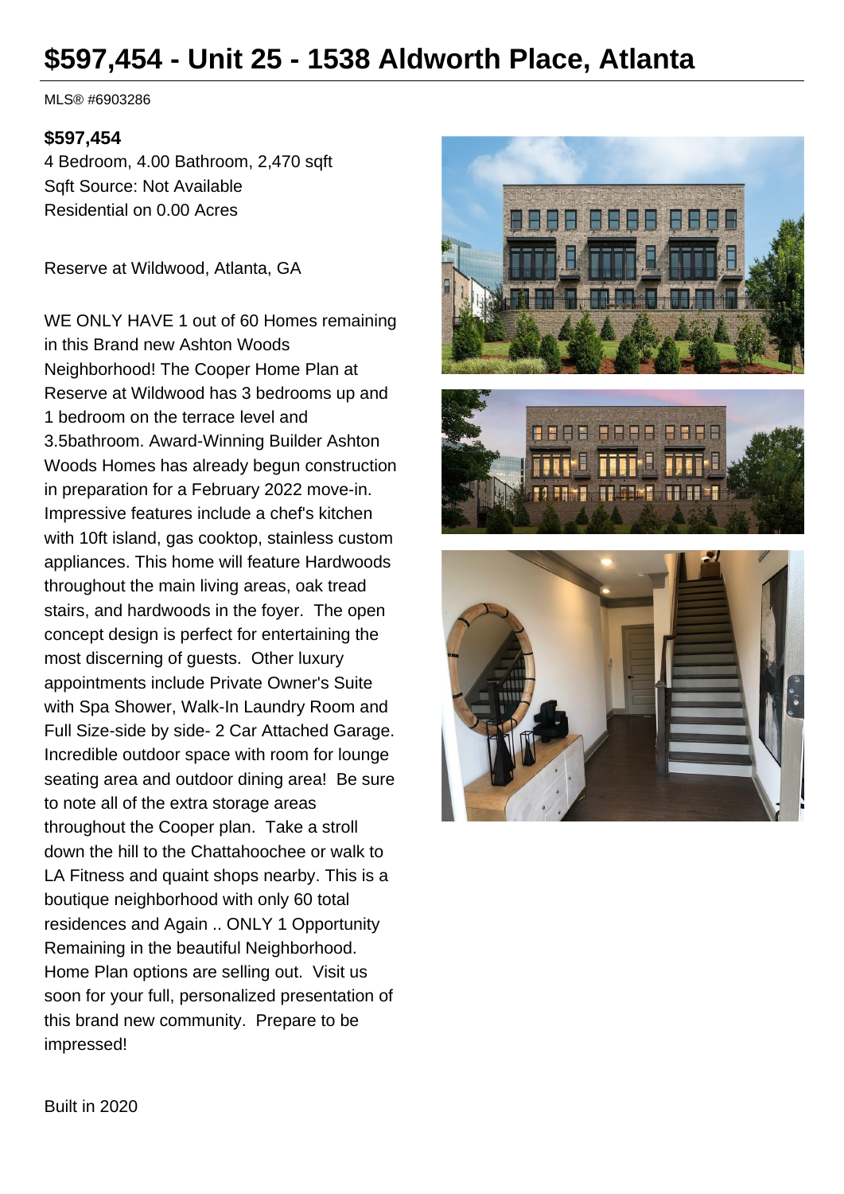# $597,454 - Unit 25 - 1538 Aldworth Place, Atlanta

MLS® #6903286

**$597,454**

4 Bedroom, 4.00 Bathroom, 2,470 sqft
Sqft Source: Not Available
Residential on 0.00 Acres

Reserve at Wildwood, Atlanta, GA

WE ONLY HAVE 1 out of 60 Homes remaining in this Brand new Ashton Woods Neighborhood! The Cooper Home Plan at Reserve at Wildwood has 3 bedrooms up and 1 bedroom on the terrace level and 3.5bathroom. Award-Winning Builder Ashton Woods Homes has already begun construction in preparation for a February 2022 move-in. Impressive features include a chef's kitchen with 10ft island, gas cooktop, stainless custom appliances. This home will feature Hardwoods throughout the main living areas, oak tread stairs, and hardwoods in the foyer. The open concept design is perfect for entertaining the most discerning of guests. Other luxury appointments include Private Owner's Suite with Spa Shower, Walk-In Laundry Room and Full Size-side by side- 2 Car Attached Garage. Incredible outdoor space with room for lounge seating area and outdoor dining area! Be sure to note all of the extra storage areas throughout the Cooper plan. Take a stroll down the hill to the Chattahoochee or walk to LA Fitness and quaint shops nearby. This is a boutique neighborhood with only 60 total residences and Again .. ONLY 1 Opportunity Remaining in the beautiful Neighborhood. Home Plan options are selling out. Visit us soon for your full, personalized presentation of this brand new community. Prepare to be impressed!

Built in 2020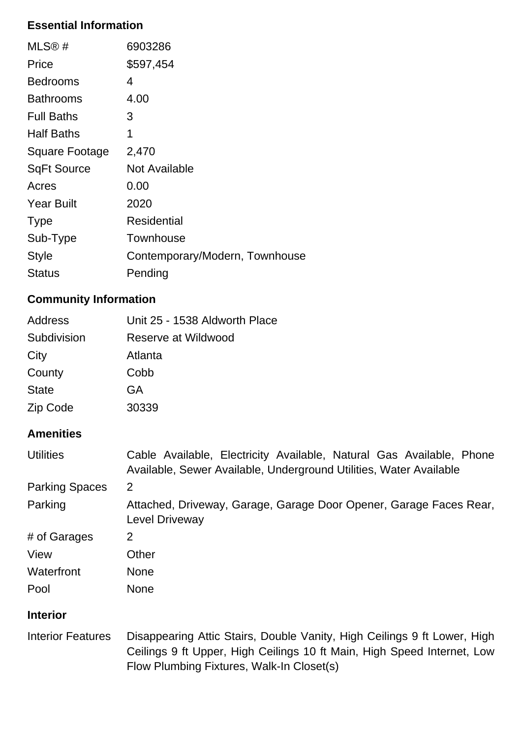## Essential Information

| | |
|---|---|
| MLS® # | 6903286 |
| Price | $597,454 |
| Bedrooms | 4 |
| Bathrooms | 4.00 |
| Full Baths | 3 |
| Half Baths | 1 |
| Square Footage | 2,470 |
| SqFt Source | Not Available |
| Acres | 0.00 |
| Year Built | 2020 |
| Type | Residential |
| Sub-Type | Townhouse |
| Style | Contemporary/Modern, Townhouse |
| Status | Pending |

## Community Information

| | |
|---|---|
| Address | Unit 25 - 1538 Aldworth Place |
| Subdivision | Reserve at Wildwood |
| City | Atlanta |
| County | Cobb |
| State | GA |
| Zip Code | 30339 |

## Amenities

| | |
|---|---|
| Utilities | Cable Available, Electricity Available, Natural Gas Available, Phone Available, Sewer Available, Underground Utilities, Water Available |
| Parking Spaces | 2 |
| Parking | Attached, Driveway, Garage, Garage Door Opener, Garage Faces Rear, Level Driveway |
| # of Garages | 2 |
| View | Other |
| Waterfront | None |
| Pool | None |

## Interior

| | |
|---|---|
| Interior Features | Disappearing Attic Stairs, Double Vanity, High Ceilings 9 ft Lower, High Ceilings 9 ft Upper, High Ceilings 10 ft Main, High Speed Internet, Low Flow Plumbing Fixtures, Walk-In Closet(s) |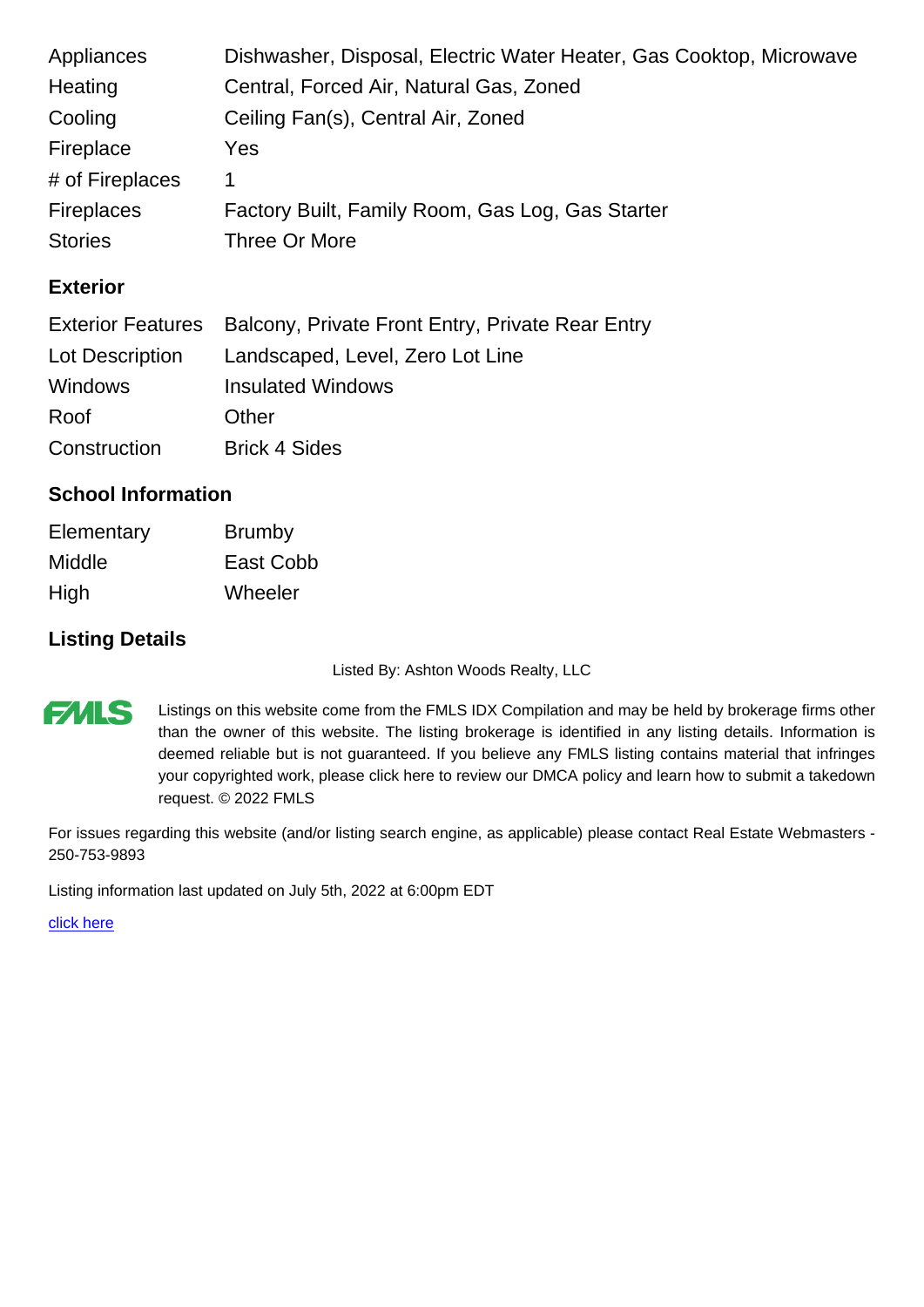| | |
|---|---|
| Appliances | Dishwasher, Disposal, Electric Water Heater, Gas Cooktop, Microwave |
| Heating | Central, Forced Air, Natural Gas, Zoned |
| Cooling | Ceiling Fan(s), Central Air, Zoned |
| Fireplace | Yes |
| # of Fireplaces | 1 |
| Fireplaces | Factory Built, Family Room, Gas Log, Gas Starter |
| Stories | Three Or More |

## Exterior

| | |
|---|---|
| Exterior Features | Balcony, Private Front Entry, Private Rear Entry |
| Lot Description | Landscaped, Level, Zero Lot Line |
| Windows | Insulated Windows |
| Roof | Other |
| Construction | Brick 4 Sides |

## School Information

| | |
|---|---|
| Elementary | Brumby |
| Middle | East Cobb |
| High | Wheeler |

## Listing Details

Listed By: Ashton Woods Realty, LLC

FMLS

Listings on this website come from the FMLS IDX Compilation and may be held by brokerage firms other than the owner of this website. The listing brokerage is identified in any listing details. Information is deemed reliable but is not guaranteed. If you believe any FMLS listing contains material that infringes your copyrighted work, please click here to review our DMCA policy and learn how to submit a takedown request. © 2022 FMLS

For issues regarding this website (and/or listing search engine, as applicable) please contact Real Estate Webmasters - 250-753-9893

Listing information last updated on July 5th, 2022 at 6:00pm EDT

click here